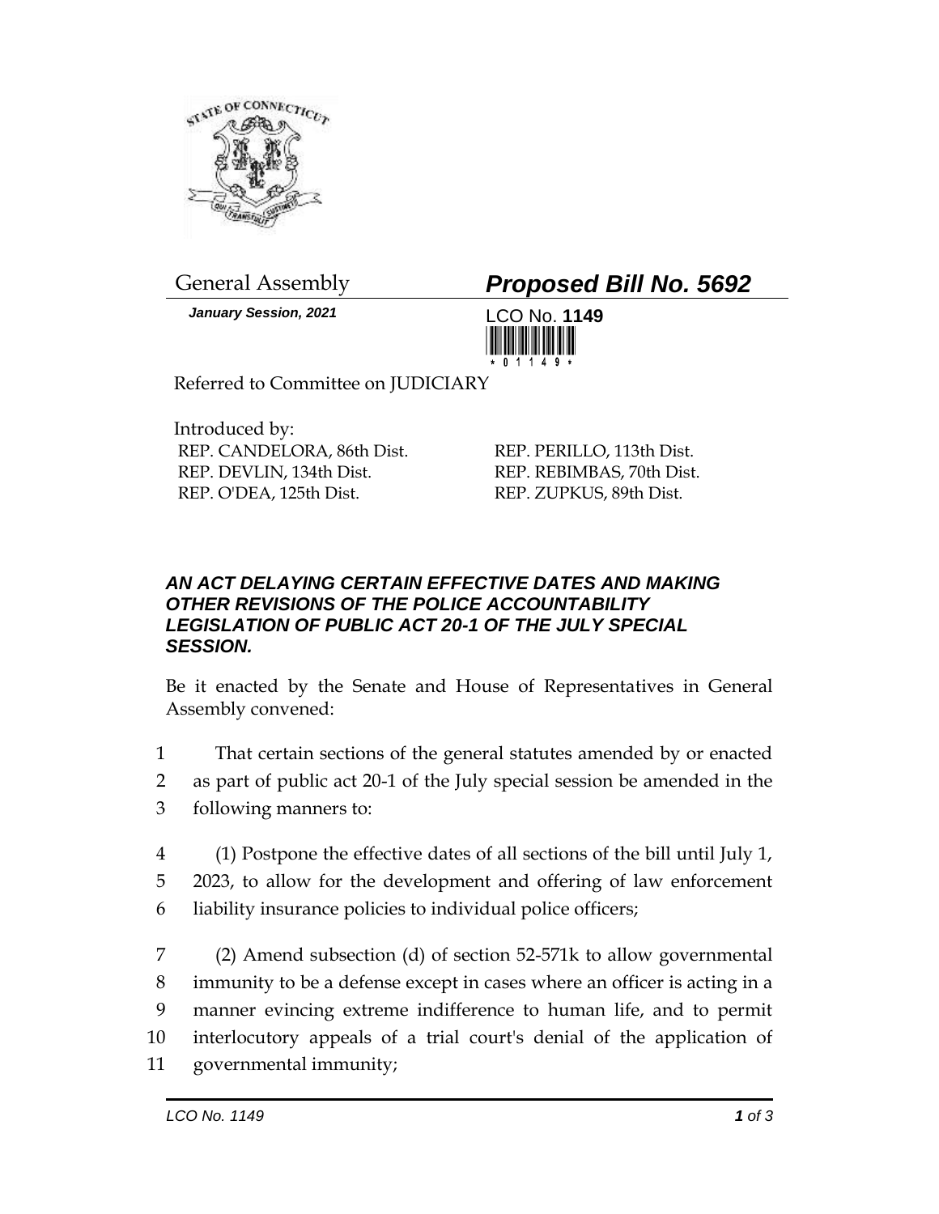General Assembly

***Proposed Bill No. 5692***

*January Session, 2021*

LCO No. **1149**

Referred to Committee on JUDICIARY

Introduced by:

REP. CANDELORA, 86th Dist.
REP. DEVLIN, 134th Dist.
REP. O'DEA, 125th Dist.
REP. PERILLO, 113th Dist.
REP. REBIMBAS, 70th Dist.
REP. ZUPKUS, 89th Dist.

### *AN ACT DELAYING CERTAIN EFFECTIVE DATES AND MAKING OTHER REVISIONS OF THE POLICE ACCOUNTABILITY LEGISLATION OF PUBLIC ACT 20-1 OF THE JULY SPECIAL SESSION.*

Be it enacted by the Senate and House of Representatives in General Assembly convened:

1 That certain sections of the general statutes amended by or enacted
2 as part of public act 20-1 of the July special session be amended in the
3 following manners to:

4 (1) Postpone the effective dates of all sections of the bill until July 1,
5 2023, to allow for the development and offering of law enforcement
6 liability insurance policies to individual police officers;

7 (2) Amend subsection (d) of section 52-571k to allow governmental
8 immunity to be a defense except in cases where an officer is acting in a
9 manner evincing extreme indifference to human life, and to permit
10 interlocutory appeals of a trial court's denial of the application of
11 governmental immunity;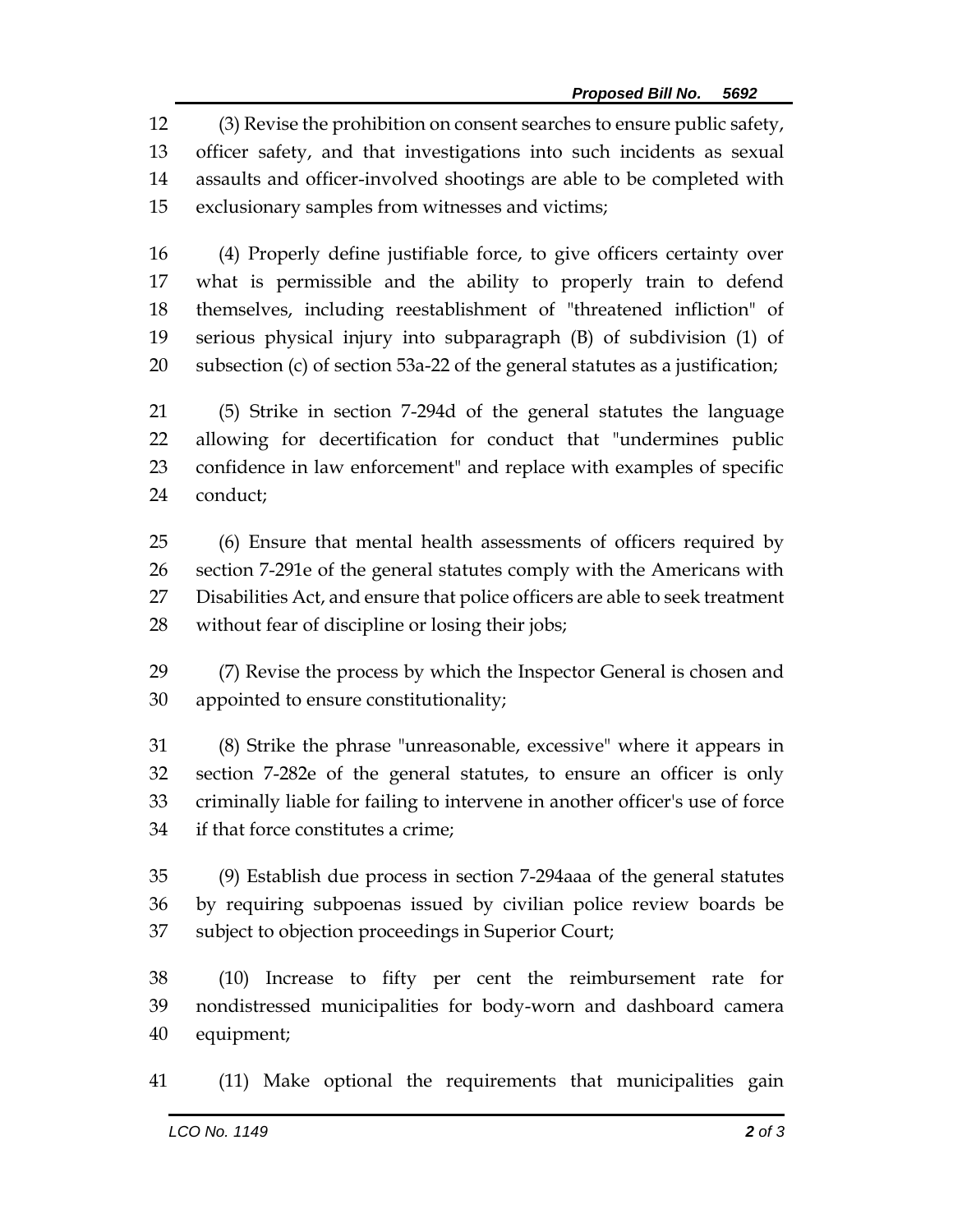(3) Revise the prohibition on consent searches to ensure public safety, officer safety, and that investigations into such incidents as sexual assaults and officer-involved shootings are able to be completed with exclusionary samples from witnesses and victims;

(4) Properly define justifiable force, to give officers certainty over what is permissible and the ability to properly train to defend themselves, including reestablishment of "threatened infliction" of serious physical injury into subparagraph (B) of subdivision (1) of subsection (c) of section 53a-22 of the general statutes as a justification;

(5) Strike in section 7-294d of the general statutes the language allowing for decertification for conduct that "undermines public confidence in law enforcement" and replace with examples of specific conduct;

(6) Ensure that mental health assessments of officers required by section 7-291e of the general statutes comply with the Americans with Disabilities Act, and ensure that police officers are able to seek treatment without fear of discipline or losing their jobs;

(7) Revise the process by which the Inspector General is chosen and appointed to ensure constitutionality;

(8) Strike the phrase "unreasonable, excessive" where it appears in section 7-282e of the general statutes, to ensure an officer is only criminally liable for failing to intervene in another officer's use of force if that force constitutes a crime;

(9) Establish due process in section 7-294aaa of the general statutes by requiring subpoenas issued by civilian police review boards be subject to objection proceedings in Superior Court;

(10) Increase to fifty per cent the reimbursement rate for nondistressed municipalities for body-worn and dashboard camera equipment;

(11) Make optional the requirements that municipalities gain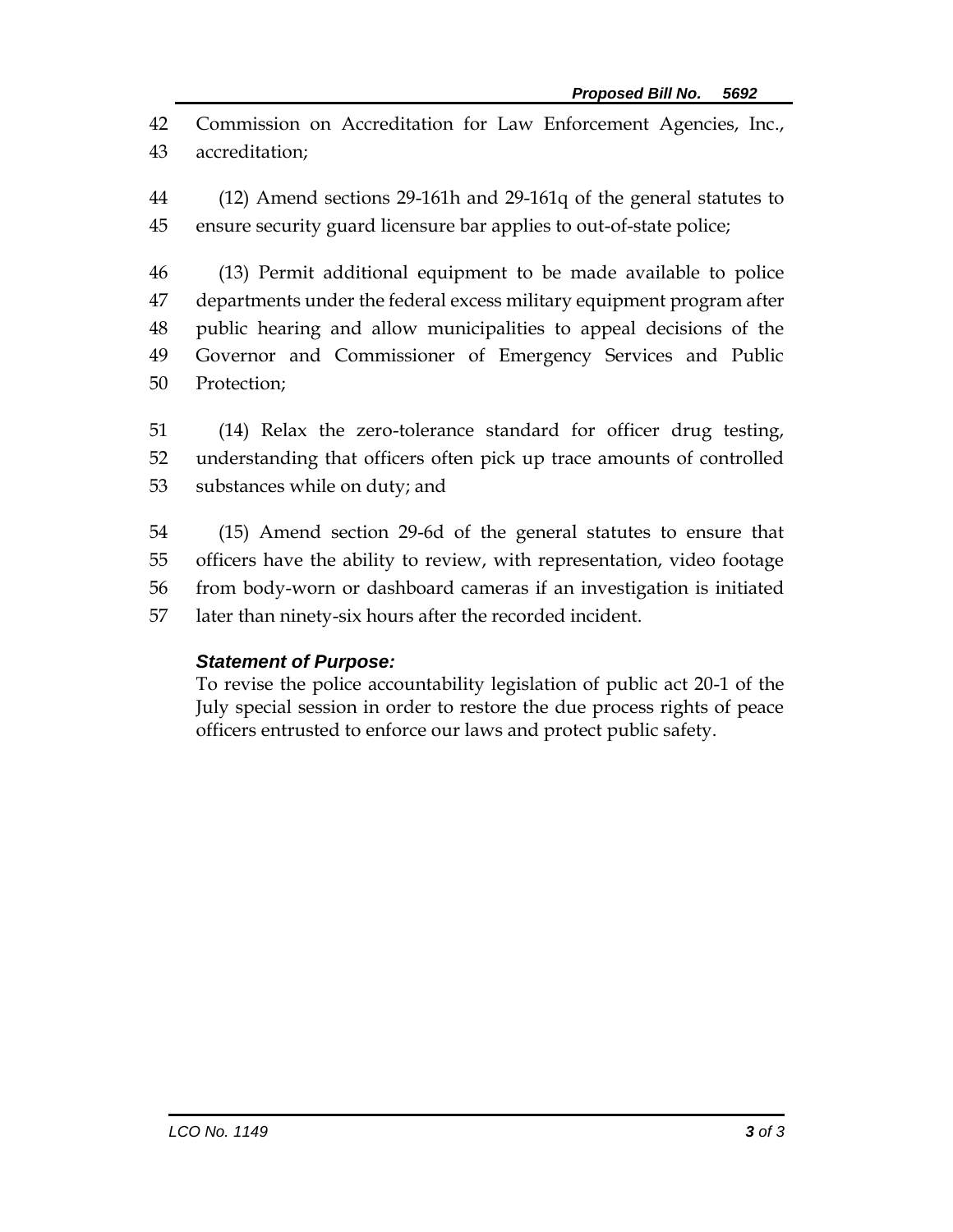42 Commission on Accreditation for Law Enforcement Agencies, Inc.,
43 accreditation;

44 (12) Amend sections 29-161h and 29-161q of the general statutes to
45 ensure security guard licensure bar applies to out-of-state police;

46 (13) Permit additional equipment to be made available to police
47 departments under the federal excess military equipment program after
48 public hearing and allow municipalities to appeal decisions of the
49 Governor and Commissioner of Emergency Services and Public
50 Protection;

51 (14) Relax the zero-tolerance standard for officer drug testing,
52 understanding that officers often pick up trace amounts of controlled
53 substances while on duty; and

54 (15) Amend section 29-6d of the general statutes to ensure that
55 officers have the ability to review, with representation, video footage
56 from body-worn or dashboard cameras if an investigation is initiated
57 later than ninety-six hours after the recorded incident.

***Statement of Purpose:***

To revise the police accountability legislation of public act 20-1 of the July special session in order to restore the due process rights of peace officers entrusted to enforce our laws and protect public safety.